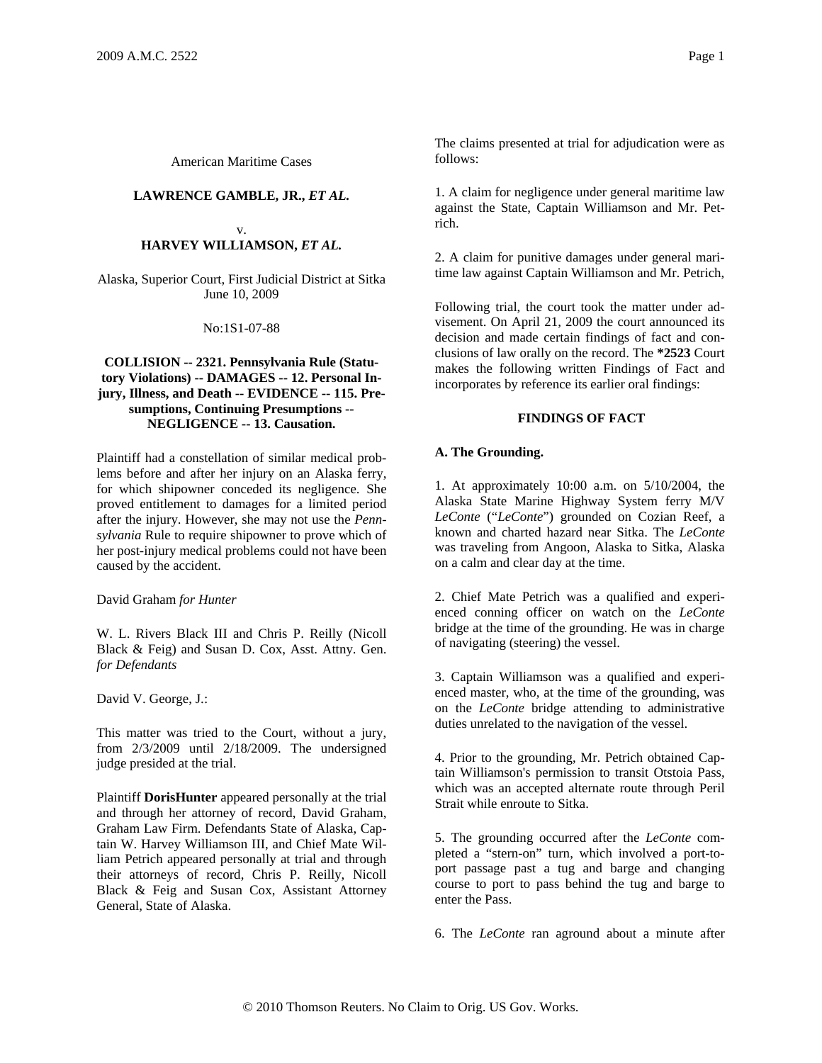American Maritime Cases

**LAWRENCE GAMBLE, JR.,** ***ET AL.***

v.

**HARVEY WILLIAMSON,** ***ET AL.***

Alaska, Superior Court, First Judicial District at Sitka
June 10, 2009

No:1S1-07-88

**COLLISION -- 2321. Pennsylvania Rule (Statutory Violations) -- DAMAGES -- 12. Personal Injury, Illness, and Death -- EVIDENCE -- 115. Presumptions, Continuing Presumptions -- NEGLIGENCE -- 13. Causation.**

Plaintiff had a constellation of similar medical problems before and after her injury on an Alaska ferry, for which shipowner conceded its negligence. She proved entitlement to damages for a limited period after the injury. However, she may not use the *Pennsylvania* Rule to require shipowner to prove which of her post-injury medical problems could not have been caused by the accident.

David Graham *for Hunter*

W. L. Rivers Black III and Chris P. Reilly (Nicoll Black & Feig) and Susan D. Cox, Asst. Attny. Gen. *for Defendants*

David V. George, J.:

This matter was tried to the Court, without a jury, from 2/3/2009 until 2/18/2009. The undersigned judge presided at the trial.

Plaintiff **DorisHunter** appeared personally at the trial and through her attorney of record, David Graham, Graham Law Firm. Defendants State of Alaska, Captain W. Harvey Williamson III, and Chief Mate William Petrich appeared personally at trial and through their attorneys of record, Chris P. Reilly, Nicoll Black & Feig and Susan Cox, Assistant Attorney General, State of Alaska.

The claims presented at trial for adjudication were as follows:

1. A claim for negligence under general maritime law against the State, Captain Williamson and Mr. Petrich.

2. A claim for punitive damages under general maritime law against Captain Williamson and Mr. Petrich,

Following trial, the court took the matter under advisement. On April 21, 2009 the court announced its decision and made certain findings of fact and conclusions of law orally on the record. The **\*2523** Court makes the following written Findings of Fact and incorporates by reference its earlier oral findings:

**FINDINGS OF FACT**

**A. The Grounding.**

1. At approximately 10:00 a.m. on 5/10/2004, the Alaska State Marine Highway System ferry M/V *LeConte* ("*LeConte*") grounded on Cozian Reef, a known and charted hazard near Sitka. The *LeConte* was traveling from Angoon, Alaska to Sitka, Alaska on a calm and clear day at the time.

2. Chief Mate Petrich was a qualified and experienced conning officer on watch on the *LeConte* bridge at the time of the grounding. He was in charge of navigating (steering) the vessel.

3. Captain Williamson was a qualified and experienced master, who, at the time of the grounding, was on the *LeConte* bridge attending to administrative duties unrelated to the navigation of the vessel.

4. Prior to the grounding, Mr. Petrich obtained Captain Williamson's permission to transit Otstoia Pass, which was an accepted alternate route through Peril Strait while enroute to Sitka.

5. The grounding occurred after the *LeConte* completed a "stern-on" turn, which involved a port-to-port passage past a tug and barge and changing course to port to pass behind the tug and barge to enter the Pass.

6. The *LeConte* ran aground about a minute after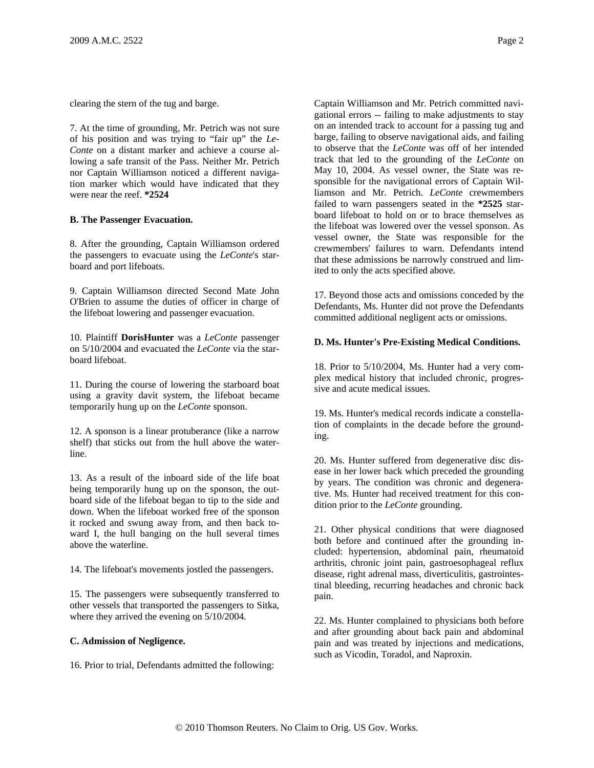clearing the stern of the tug and barge.

7. At the time of grounding, Mr. Petrich was not sure of his position and was trying to "fair up" the *LeConte* on a distant marker and achieve a course allowing a safe transit of the Pass. Neither Mr. Petrich nor Captain Williamson noticed a different navigation marker which would have indicated that they were near the reef. **\*2524**

**B. The Passenger Evacuation.**

8. After the grounding, Captain Williamson ordered the passengers to evacuate using the *LeConte*'s starboard and port lifeboats.

9. Captain Williamson directed Second Mate John O'Brien to assume the duties of officer in charge of the lifeboat lowering and passenger evacuation.

10. Plaintiff **DorisHunter** was a *LeConte* passenger on 5/10/2004 and evacuated the *LeConte* via the starboard lifeboat.

11. During the course of lowering the starboard boat using a gravity davit system, the lifeboat became temporarily hung up on the *LeConte* sponson.

12. A sponson is a linear protuberance (like a narrow shelf) that sticks out from the hull above the waterline.

13. As a result of the inboard side of the life boat being temporarily hung up on the sponson, the outboard side of the lifeboat began to tip to the side and down. When the lifeboat worked free of the sponson it rocked and swung away from, and then back toward I, the hull banging on the hull several times above the waterline.

14. The lifeboat's movements jostled the passengers.

15. The passengers were subsequently transferred to other vessels that transported the passengers to Sitka, where they arrived the evening on 5/10/2004.

**C. Admission of Negligence.**

16. Prior to trial, Defendants admitted the following: Captain Williamson and Mr. Petrich committed navigational errors -- failing to make adjustments to stay on an intended track to account for a passing tug and barge, failing to observe navigational aids, and failing to observe that the *LeConte* was off of her intended track that led to the grounding of the *LeConte* on May 10, 2004. As vessel owner, the State was responsible for the navigational errors of Captain Williamson and Mr. Petrich. *LeConte* crewmembers failed to warn passengers seated in the **\*2525** starboard lifeboat to hold on or to brace themselves as the lifeboat was lowered over the vessel sponson. As vessel owner, the State was responsible for the crewmembers' failures to warn. Defendants intend that these admissions be narrowly construed and limited to only the acts specified above.

17. Beyond those acts and omissions conceded by the Defendants, Ms. Hunter did not prove the Defendants committed additional negligent acts or omissions.

**D. Ms. Hunter's Pre-Existing Medical Conditions.**

18. Prior to 5/10/2004, Ms. Hunter had a very complex medical history that included chronic, progressive and acute medical issues.

19. Ms. Hunter's medical records indicate a constellation of complaints in the decade before the grounding.

20. Ms. Hunter suffered from degenerative disc disease in her lower back which preceded the grounding by years. The condition was chronic and degenerative. Ms. Hunter had received treatment for this condition prior to the *LeConte* grounding.

21. Other physical conditions that were diagnosed both before and continued after the grounding included: hypertension, abdominal pain, rheumatoid arthritis, chronic joint pain, gastroesophageal reflux disease, right adrenal mass, diverticulitis, gastrointestinal bleeding, recurring headaches and chronic back pain.

22. Ms. Hunter complained to physicians both before and after grounding about back pain and abdominal pain and was treated by injections and medications, such as Vicodin, Toradol, and Naproxin.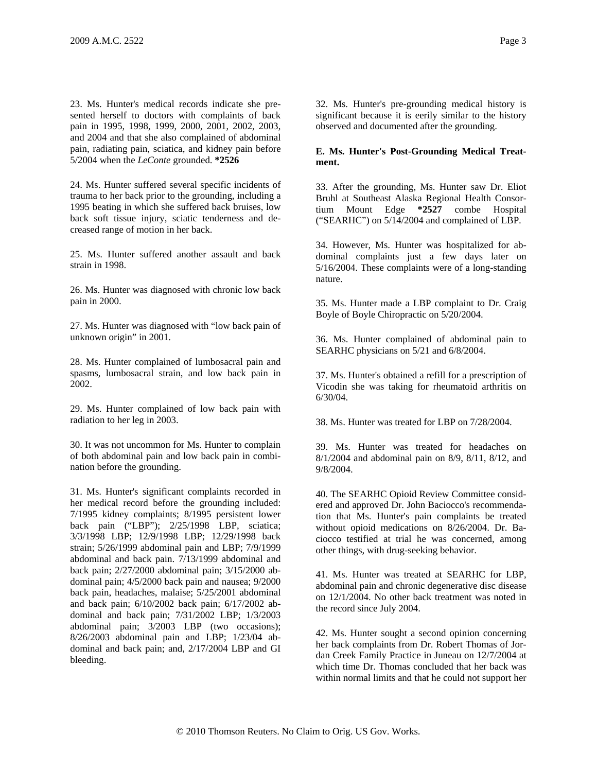23. Ms. Hunter's medical records indicate she presented herself to doctors with complaints of back pain in 1995, 1998, 1999, 2000, 2001, 2002, 2003, and 2004 and that she also complained of abdominal pain, radiating pain, sciatica, and kidney pain before 5/2004 when the *LeConte* grounded. **\*2526**

24. Ms. Hunter suffered several specific incidents of trauma to her back prior to the grounding, including a 1995 beating in which she suffered back bruises, low back soft tissue injury, sciatic tenderness and decreased range of motion in her back.

25. Ms. Hunter suffered another assault and back strain in 1998.

26. Ms. Hunter was diagnosed with chronic low back pain in 2000.

27. Ms. Hunter was diagnosed with "low back pain of unknown origin" in 2001.

28. Ms. Hunter complained of lumbosacral pain and spasms, lumbosacral strain, and low back pain in 2002.

29. Ms. Hunter complained of low back pain with radiation to her leg in 2003.

30. It was not uncommon for Ms. Hunter to complain of both abdominal pain and low back pain in combination before the grounding.

31. Ms. Hunter's significant complaints recorded in her medical record before the grounding included: 7/1995 kidney complaints; 8/1995 persistent lower back pain ("LBP"); 2/25/1998 LBP, sciatica; 3/3/1998 LBP; 12/9/1998 LBP; 12/29/1998 back strain; 5/26/1999 abdominal pain and LBP; 7/9/1999 abdominal and back pain. 7/13/1999 abdominal and back pain; 2/27/2000 abdominal pain; 3/15/2000 abdominal pain; 4/5/2000 back pain and nausea; 9/2000 back pain, headaches, malaise; 5/25/2001 abdominal and back pain; 6/10/2002 back pain; 6/17/2002 abdominal and back pain; 7/31/2002 LBP; 1/3/2003 abdominal pain; 3/2003 LBP (two occasions); 8/26/2003 abdominal pain and LBP; 1/23/04 abdominal and back pain; and, 2/17/2004 LBP and GI bleeding.

32. Ms. Hunter's pre-grounding medical history is significant because it is eerily similar to the history observed and documented after the grounding.

**E. Ms. Hunter's Post-Grounding Medical Treatment.**

33. After the grounding, Ms. Hunter saw Dr. Eliot Bruhl at Southeast Alaska Regional Health Consortium Mount Edge **\*2527** combe Hospital ("SEARHC") on 5/14/2004 and complained of LBP.

34. However, Ms. Hunter was hospitalized for abdominal complaints just a few days later on 5/16/2004. These complaints were of a long-standing nature.

35. Ms. Hunter made a LBP complaint to Dr. Craig Boyle of Boyle Chiropractic on 5/20/2004.

36. Ms. Hunter complained of abdominal pain to SEARHC physicians on 5/21 and 6/8/2004.

37. Ms. Hunter's obtained a refill for a prescription of Vicodin she was taking for rheumatoid arthritis on 6/30/04.

38. Ms. Hunter was treated for LBP on 7/28/2004.

39. Ms. Hunter was treated for headaches on 8/1/2004 and abdominal pain on 8/9, 8/11, 8/12, and 9/8/2004.

40. The SEARHC Opioid Review Committee considered and approved Dr. John Baciocco's recommendation that Ms. Hunter's pain complaints be treated without opioid medications on 8/26/2004. Dr. Baciocco testified at trial he was concerned, among other things, with drug-seeking behavior.

41. Ms. Hunter was treated at SEARHC for LBP, abdominal pain and chronic degenerative disc disease on 12/1/2004. No other back treatment was noted in the record since July 2004.

42. Ms. Hunter sought a second opinion concerning her back complaints from Dr. Robert Thomas of Jordan Creek Family Practice in Juneau on 12/7/2004 at which time Dr. Thomas concluded that her back was within normal limits and that he could not support her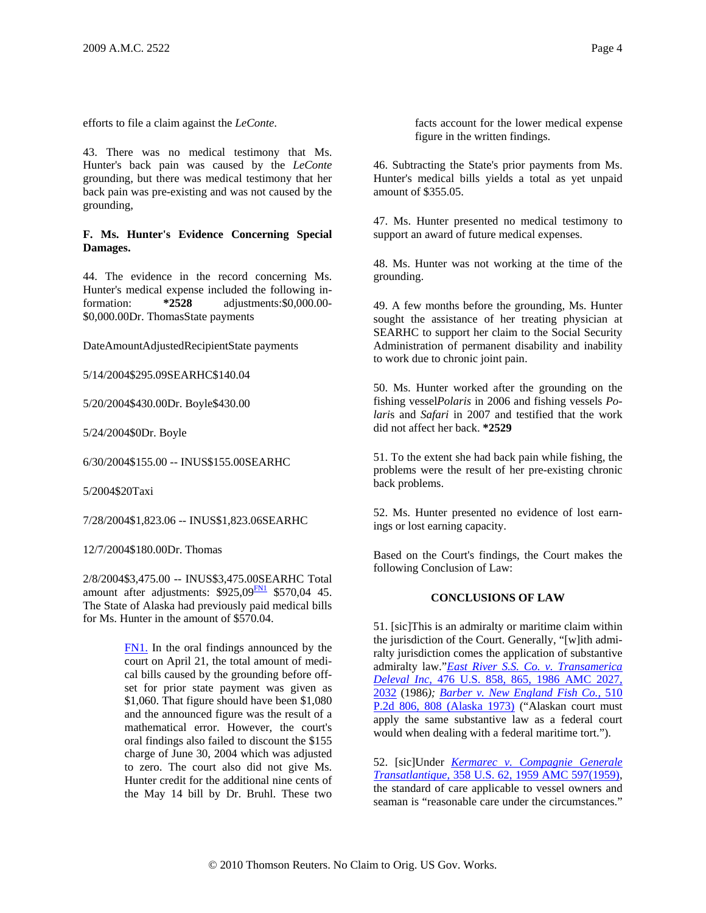efforts to file a claim against the *LeConte*.

43. There was no medical testimony that Ms. Hunter's back pain was caused by the *LeConte* grounding, but there was medical testimony that her back pain was pre-existing and was not caused by the grounding,

**F. Ms. Hunter's Evidence Concerning Special Damages.**

44. The evidence in the record concerning Ms. Hunter's medical expense included the following information: **\*2528** adjustments:$0,000.00-$0,000.00Dr. ThomasState payments

DateAmountAdjustedRecipientState payments

5/14/2004$295.09SEARHC$140.04

5/20/2004$430.00Dr. Boyle$430.00

5/24/2004$0Dr. Boyle

6/30/2004$155.00 -- INUS$155.00SEARHC

5/2004$20Taxi

7/28/2004$1,823.06 -- INUS$1,823.06SEARHC

12/7/2004$180.00Dr. Thomas

2/8/2004$3,475.00 -- INUS$3,475.00SEARHC Total amount after adjustments: $925,09[FN1] $570,04 45. The State of Alaska had previously paid medical bills for Ms. Hunter in the amount of $570.04.

> FN1. In the oral findings announced by the court on April 21, the total amount of medical bills caused by the grounding before offset for prior state payment was given as $1,060. That figure should have been $1,080 and the announced figure was the result of a mathematical error. However, the court's oral findings also failed to discount the $155 charge of June 30, 2004 which was adjusted to zero. The court also did not give Ms. Hunter credit for the additional nine cents of the May 14 bill by Dr. Bruhl. These two facts account for the lower medical expense figure in the written findings.

46. Subtracting the State's prior payments from Ms. Hunter's medical bills yields a total as yet unpaid amount of $355.05.

47. Ms. Hunter presented no medical testimony to support an award of future medical expenses.

48. Ms. Hunter was not working at the time of the grounding.

49. A few months before the grounding, Ms. Hunter sought the assistance of her treating physician at SEARHC to support her claim to the Social Security Administration of permanent disability and inability to work due to chronic joint pain.

50. Ms. Hunter worked after the grounding on the fishing vessel*Polaris* in 2006 and fishing vessels *Polaris* and *Safari* in 2007 and testified that the work did not affect her back. **\*2529**

51. To the extent she had back pain while fishing, the problems were the result of her pre-existing chronic back problems.

52. Ms. Hunter presented no evidence of lost earnings or lost earning capacity.

Based on the Court's findings, the Court makes the following Conclusion of Law:

**CONCLUSIONS OF LAW**

51. [sic]This is an admiralty or maritime claim within the jurisdiction of the Court. Generally, "[w]ith admiralty jurisdiction comes the application of substantive admiralty law."*East River S.S. Co. v. Transamerica Deleval Inc,* 476 U.S. 858, 865, 1986 AMC 2027, 2032 (1986)*; Barber v. New England Fish Co.,* 510 P.2d 806, 808 (Alaska 1973) ("Alaskan court must apply the same substantive law as a federal court would when dealing with a federal maritime tort.").

52. [sic]Under *Kermarec v. Compagnie Generale Transatlantique,* 358 U.S. 62, 1959 AMC 597(1959), the standard of care applicable to vessel owners and seaman is "reasonable care under the circumstances."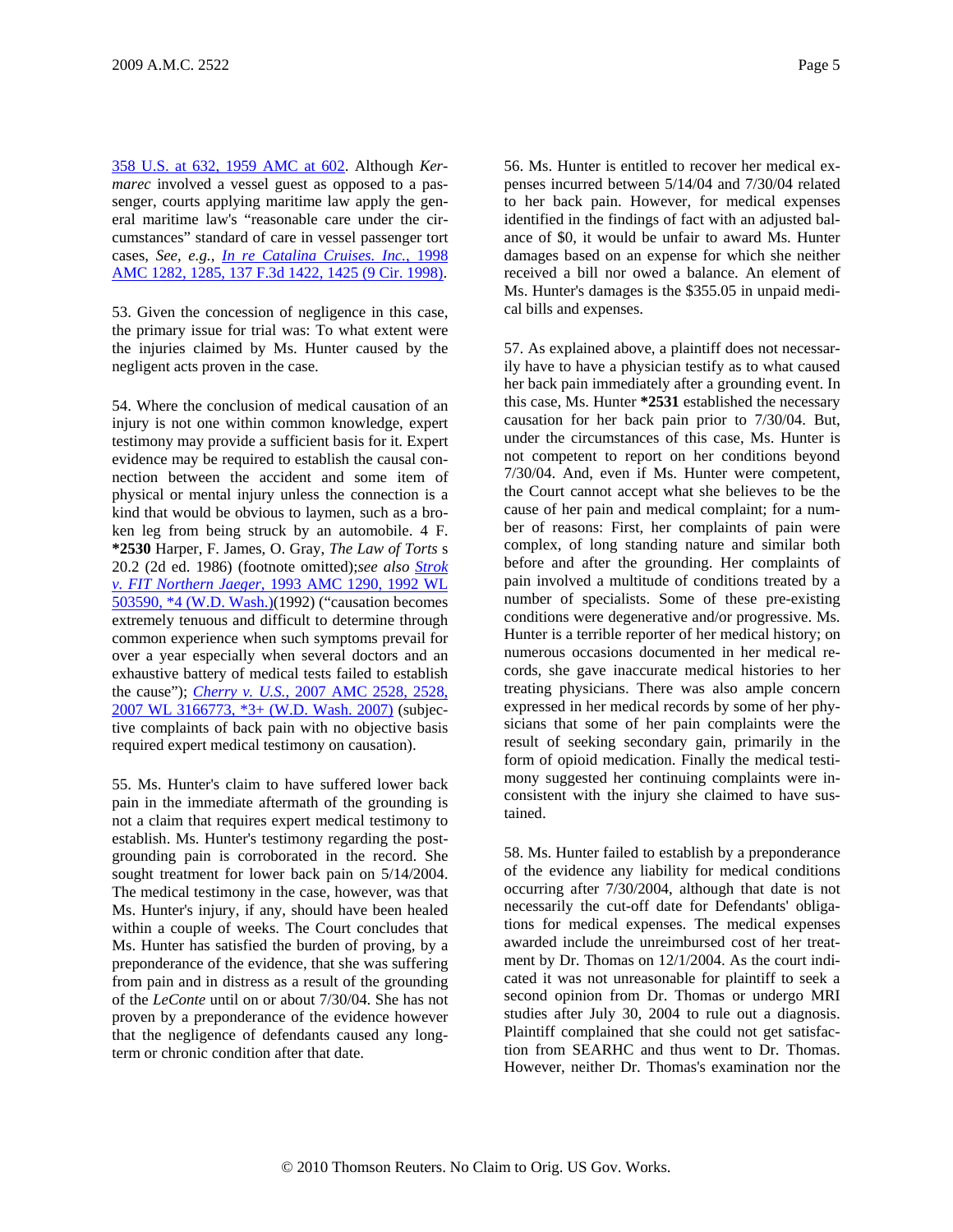358 U.S. at 632, 1959 AMC at 602. Although *Kermarec* involved a vessel guest as opposed to a passenger, courts applying maritime law apply the general maritime law's "reasonable care under the circumstances" standard of care in vessel passenger tort cases, *See, e.g., In re Catalina Cruises. Inc.,* 1998 AMC 1282, 1285, 137 F.3d 1422, 1425 (9 Cir. 1998).

53. Given the concession of negligence in this case, the primary issue for trial was: To what extent were the injuries claimed by Ms. Hunter caused by the negligent acts proven in the case.

54. Where the conclusion of medical causation of an injury is not one within common knowledge, expert testimony may provide a sufficient basis for it. Expert evidence may be required to establish the causal connection between the accident and some item of physical or mental injury unless the connection is a kind that would be obvious to laymen, such as a broken leg from being struck by an automobile. 4 F. **\*2530** Harper, F. James, O. Gray, *The Law of Torts* s 20.2 (2d ed. 1986) (footnote omitted);*see also Strok v. FIT Northern Jaeger,* 1993 AMC 1290, 1992 WL 503590, \*4 (W.D. Wash.)(1992) ("causation becomes extremely tenuous and difficult to determine through common experience when such symptoms prevail for over a year especially when several doctors and an exhaustive battery of medical tests failed to establish the cause"); *Cherry v. U.S.,* 2007 AMC 2528, 2528, 2007 WL 3166773, \*3+ (W.D. Wash. 2007) (subjective complaints of back pain with no objective basis required expert medical testimony on causation).

55. Ms. Hunter's claim to have suffered lower back pain in the immediate aftermath of the grounding is not a claim that requires expert medical testimony to establish. Ms. Hunter's testimony regarding the post-grounding pain is corroborated in the record. She sought treatment for lower back pain on 5/14/2004. The medical testimony in the case, however, was that Ms. Hunter's injury, if any, should have been healed within a couple of weeks. The Court concludes that Ms. Hunter has satisfied the burden of proving, by a preponderance of the evidence, that she was suffering from pain and in distress as a result of the grounding of the *LeConte* until on or about 7/30/04. She has not proven by a preponderance of the evidence however that the negligence of defendants caused any long-term or chronic condition after that date.

56. Ms. Hunter is entitled to recover her medical expenses incurred between 5/14/04 and 7/30/04 related to her back pain. However, for medical expenses identified in the findings of fact with an adjusted balance of $0, it would be unfair to award Ms. Hunter damages based on an expense for which she neither received a bill nor owed a balance. An element of Ms. Hunter's damages is the $355.05 in unpaid medical bills and expenses.

57. As explained above, a plaintiff does not necessarily have to have a physician testify as to what caused her back pain immediately after a grounding event. In this case, Ms. Hunter **\*2531** established the necessary causation for her back pain prior to 7/30/04. But, under the circumstances of this case, Ms. Hunter is not competent to report on her conditions beyond 7/30/04. And, even if Ms. Hunter were competent, the Court cannot accept what she believes to be the cause of her pain and medical complaint; for a number of reasons: First, her complaints of pain were complex, of long standing nature and similar both before and after the grounding. Her complaints of pain involved a multitude of conditions treated by a number of specialists. Some of these pre-existing conditions were degenerative and/or progressive. Ms. Hunter is a terrible reporter of her medical history; on numerous occasions documented in her medical records, she gave inaccurate medical histories to her treating physicians. There was also ample concern expressed in her medical records by some of her physicians that some of her pain complaints were the result of seeking secondary gain, primarily in the form of opioid medication. Finally the medical testimony suggested her continuing complaints were inconsistent with the injury she claimed to have sustained.

58. Ms. Hunter failed to establish by a preponderance of the evidence any liability for medical conditions occurring after 7/30/2004, although that date is not necessarily the cut-off date for Defendants' obligations for medical expenses. The medical expenses awarded include the unreimbursed cost of her treatment by Dr. Thomas on 12/1/2004. As the court indicated it was not unreasonable for plaintiff to seek a second opinion from Dr. Thomas or undergo MRI studies after July 30, 2004 to rule out a diagnosis. Plaintiff complained that she could not get satisfaction from SEARHC and thus went to Dr. Thomas. However, neither Dr. Thomas's examination nor the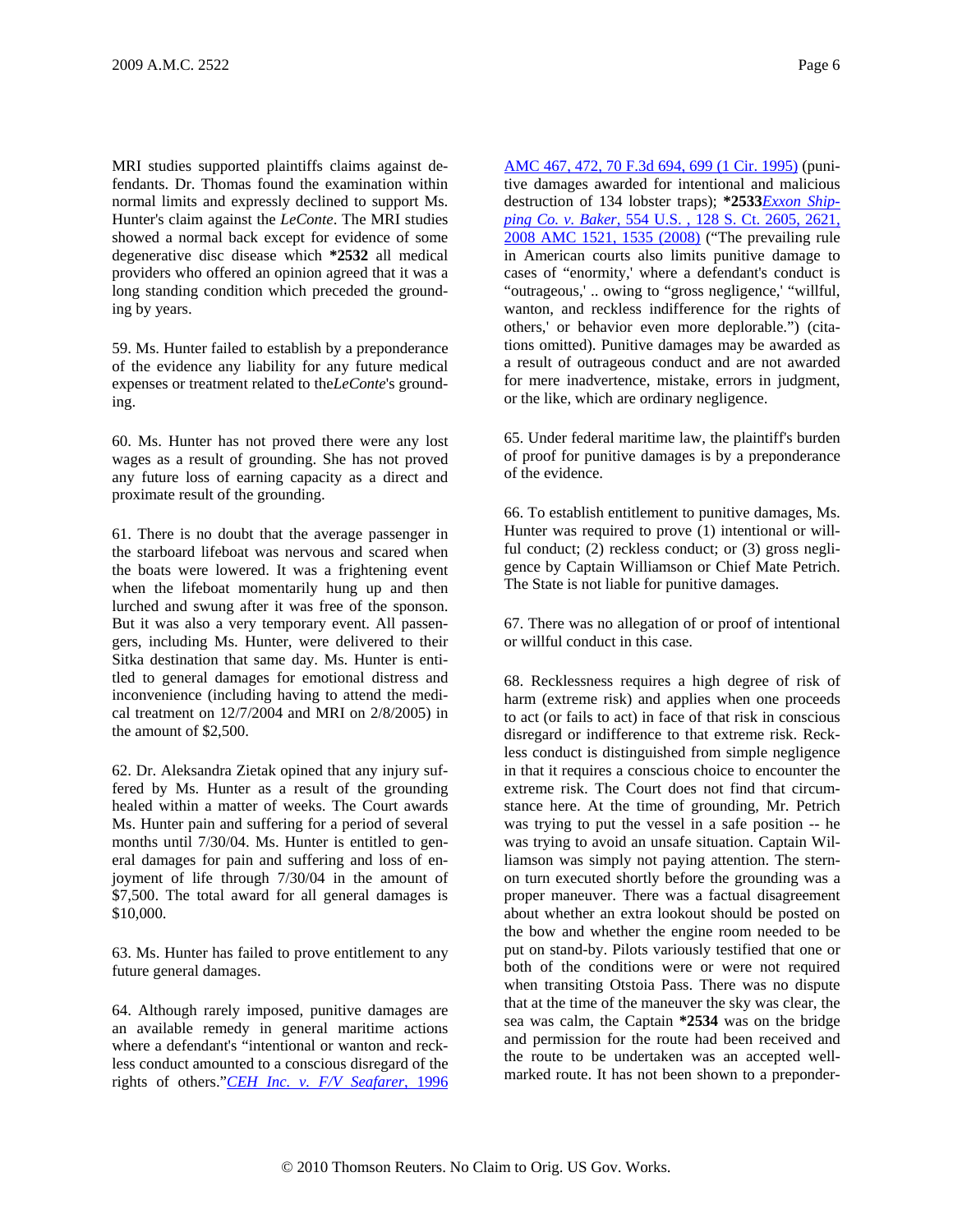MRI studies supported plaintiffs claims against defendants. Dr. Thomas found the examination within normal limits and expressly declined to support Ms. Hunter's claim against the *LeConte*. The MRI studies showed a normal back except for evidence of some degenerative disc disease which **\*2532** all medical providers who offered an opinion agreed that it was a long standing condition which preceded the grounding by years.

59. Ms. Hunter failed to establish by a preponderance of the evidence any liability for any future medical expenses or treatment related to the*LeConte*'s grounding.

60. Ms. Hunter has not proved there were any lost wages as a result of grounding. She has not proved any future loss of earning capacity as a direct and proximate result of the grounding.

61. There is no doubt that the average passenger in the starboard lifeboat was nervous and scared when the boats were lowered. It was a frightening event when the lifeboat momentarily hung up and then lurched and swung after it was free of the sponson. But it was also a very temporary event. All passengers, including Ms. Hunter, were delivered to their Sitka destination that same day. Ms. Hunter is entitled to general damages for emotional distress and inconvenience (including having to attend the medical treatment on 12/7/2004 and MRI on 2/8/2005) in the amount of $2,500.

62. Dr. Aleksandra Zietak opined that any injury suffered by Ms. Hunter as a result of the grounding healed within a matter of weeks. The Court awards Ms. Hunter pain and suffering for a period of several months until 7/30/04. Ms. Hunter is entitled to general damages for pain and suffering and loss of enjoyment of life through 7/30/04 in the amount of $7,500. The total award for all general damages is $10,000.

63. Ms. Hunter has failed to prove entitlement to any future general damages.

64. Although rarely imposed, punitive damages are an available remedy in general maritime actions where a defendant's "intentional or wanton and reckless conduct amounted to a conscious disregard of the rights of others."*CEH Inc. v. F/V Seafarer*, 1996 AMC 467, 472, 70 F.3d 694, 699 (1 Cir. 1995) (punitive damages awarded for intentional and malicious destruction of 134 lobster traps); **\*2533***Exxon Shipping Co. v. Baker*, 554 U.S. , 128 S. Ct. 2605, 2621, 2008 AMC 1521, 1535 (2008) ("The prevailing rule in American courts also limits punitive damage to cases of "enormity,' where a defendant's conduct is "outrageous,' .. owing to "gross negligence,' "willful, wanton, and reckless indifference for the rights of others,' or behavior even more deplorable.") (citations omitted). Punitive damages may be awarded as a result of outrageous conduct and are not awarded for mere inadvertence, mistake, errors in judgment, or the like, which are ordinary negligence.

65. Under federal maritime law, the plaintiff's burden of proof for punitive damages is by a preponderance of the evidence.

66. To establish entitlement to punitive damages, Ms. Hunter was required to prove (1) intentional or willful conduct; (2) reckless conduct; or (3) gross negligence by Captain Williamson or Chief Mate Petrich. The State is not liable for punitive damages.

67. There was no allegation of or proof of intentional or willful conduct in this case.

68. Recklessness requires a high degree of risk of harm (extreme risk) and applies when one proceeds to act (or fails to act) in face of that risk in conscious disregard or indifference to that extreme risk. Reckless conduct is distinguished from simple negligence in that it requires a conscious choice to encounter the extreme risk. The Court does not find that circumstance here. At the time of grounding, Mr. Petrich was trying to put the vessel in a safe position -- he was trying to avoid an unsafe situation. Captain Williamson was simply not paying attention. The stern-on turn executed shortly before the grounding was a proper maneuver. There was a factual disagreement about whether an extra lookout should be posted on the bow and whether the engine room needed to be put on stand-by. Pilots variously testified that one or both of the conditions were or were not required when transiting Otstoia Pass. There was no dispute that at the time of the maneuver the sky was clear, the sea was calm, the Captain **\*2534** was on the bridge and permission for the route had been received and the route to be undertaken was an accepted well-marked route. It has not been shown to a preponder-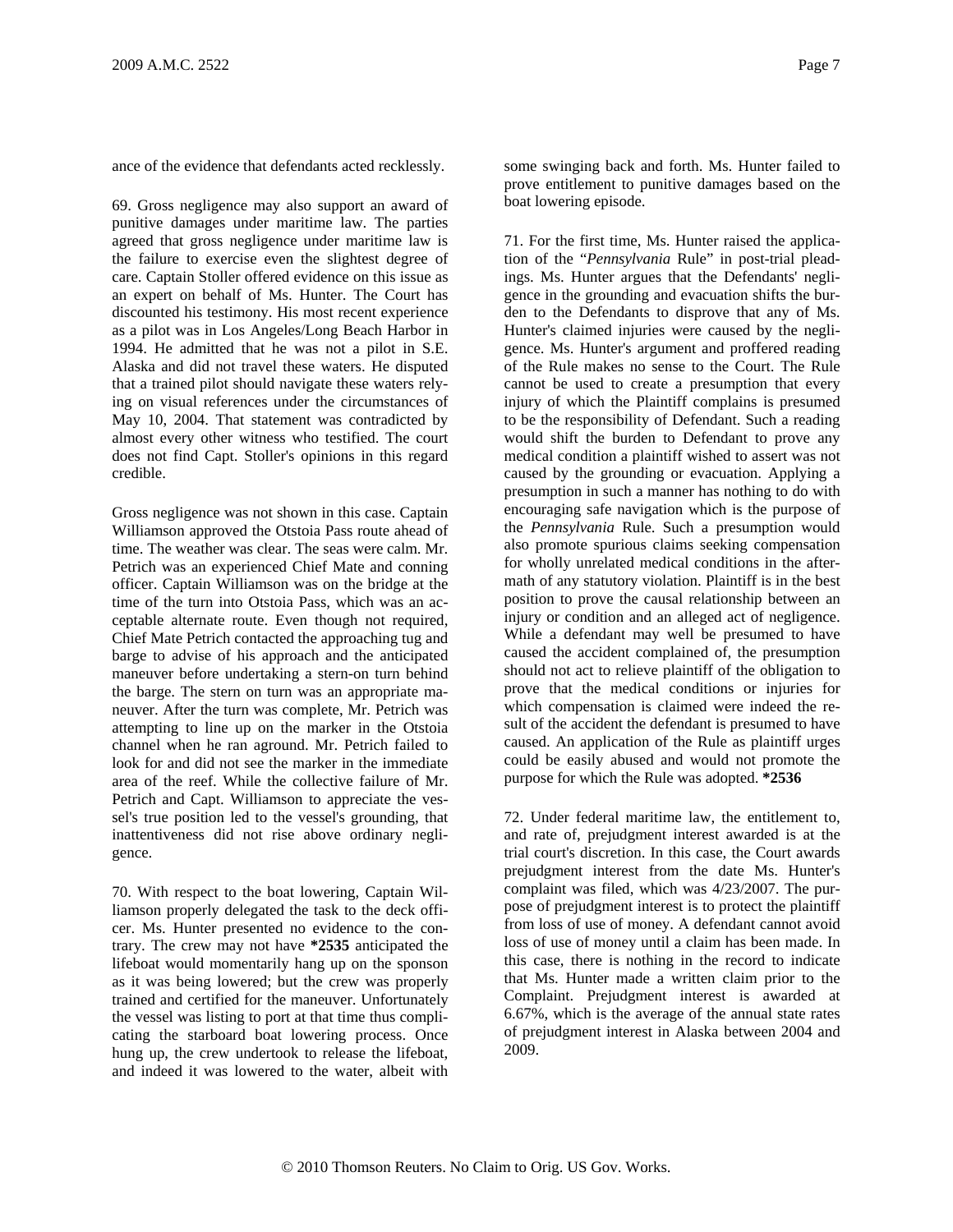ance of the evidence that defendants acted recklessly.

69. Gross negligence may also support an award of punitive damages under maritime law. The parties agreed that gross negligence under maritime law is the failure to exercise even the slightest degree of care. Captain Stoller offered evidence on this issue as an expert on behalf of Ms. Hunter. The Court has discounted his testimony. His most recent experience as a pilot was in Los Angeles/Long Beach Harbor in 1994. He admitted that he was not a pilot in S.E. Alaska and did not travel these waters. He disputed that a trained pilot should navigate these waters relying on visual references under the circumstances of May 10, 2004. That statement was contradicted by almost every other witness who testified. The court does not find Capt. Stoller's opinions in this regard credible.

Gross negligence was not shown in this case. Captain Williamson approved the Otstoia Pass route ahead of time. The weather was clear. The seas were calm. Mr. Petrich was an experienced Chief Mate and conning officer. Captain Williamson was on the bridge at the time of the turn into Otstoia Pass, which was an acceptable alternate route. Even though not required, Chief Mate Petrich contacted the approaching tug and barge to advise of his approach and the anticipated maneuver before undertaking a stern-on turn behind the barge. The stern on turn was an appropriate maneuver. After the turn was complete, Mr. Petrich was attempting to line up on the marker in the Otstoia channel when he ran aground. Mr. Petrich failed to look for and did not see the marker in the immediate area of the reef. While the collective failure of Mr. Petrich and Capt. Williamson to appreciate the vessel's true position led to the vessel's grounding, that inattentiveness did not rise above ordinary negligence.

70. With respect to the boat lowering, Captain Williamson properly delegated the task to the deck officer. Ms. Hunter presented no evidence to the contrary. The crew may not have **\*2535** anticipated the lifeboat would momentarily hang up on the sponson as it was being lowered; but the crew was properly trained and certified for the maneuver. Unfortunately the vessel was listing to port at that time thus complicating the starboard boat lowering process. Once hung up, the crew undertook to release the lifeboat, and indeed it was lowered to the water, albeit with some swinging back and forth. Ms. Hunter failed to prove entitlement to punitive damages based on the boat lowering episode.

71. For the first time, Ms. Hunter raised the application of the "*Pennsylvania* Rule" in post-trial pleadings. Ms. Hunter argues that the Defendants' negligence in the grounding and evacuation shifts the burden to the Defendants to disprove that any of Ms. Hunter's claimed injuries were caused by the negligence. Ms. Hunter's argument and proffered reading of the Rule makes no sense to the Court. The Rule cannot be used to create a presumption that every injury of which the Plaintiff complains is presumed to be the responsibility of Defendant. Such a reading would shift the burden to Defendant to prove any medical condition a plaintiff wished to assert was not caused by the grounding or evacuation. Applying a presumption in such a manner has nothing to do with encouraging safe navigation which is the purpose of the *Pennsylvania* Rule. Such a presumption would also promote spurious claims seeking compensation for wholly unrelated medical conditions in the aftermath of any statutory violation. Plaintiff is in the best position to prove the causal relationship between an injury or condition and an alleged act of negligence. While a defendant may well be presumed to have caused the accident complained of, the presumption should not act to relieve plaintiff of the obligation to prove that the medical conditions or injuries for which compensation is claimed were indeed the result of the accident the defendant is presumed to have caused. An application of the Rule as plaintiff urges could be easily abused and would not promote the purpose for which the Rule was adopted. **\*2536**

72. Under federal maritime law, the entitlement to, and rate of, prejudgment interest awarded is at the trial court's discretion. In this case, the Court awards prejudgment interest from the date Ms. Hunter's complaint was filed, which was 4/23/2007. The purpose of prejudgment interest is to protect the plaintiff from loss of use of money. A defendant cannot avoid loss of use of money until a claim has been made. In this case, there is nothing in the record to indicate that Ms. Hunter made a written claim prior to the Complaint. Prejudgment interest is awarded at 6.67%, which is the average of the annual state rates of prejudgment interest in Alaska between 2004 and 2009.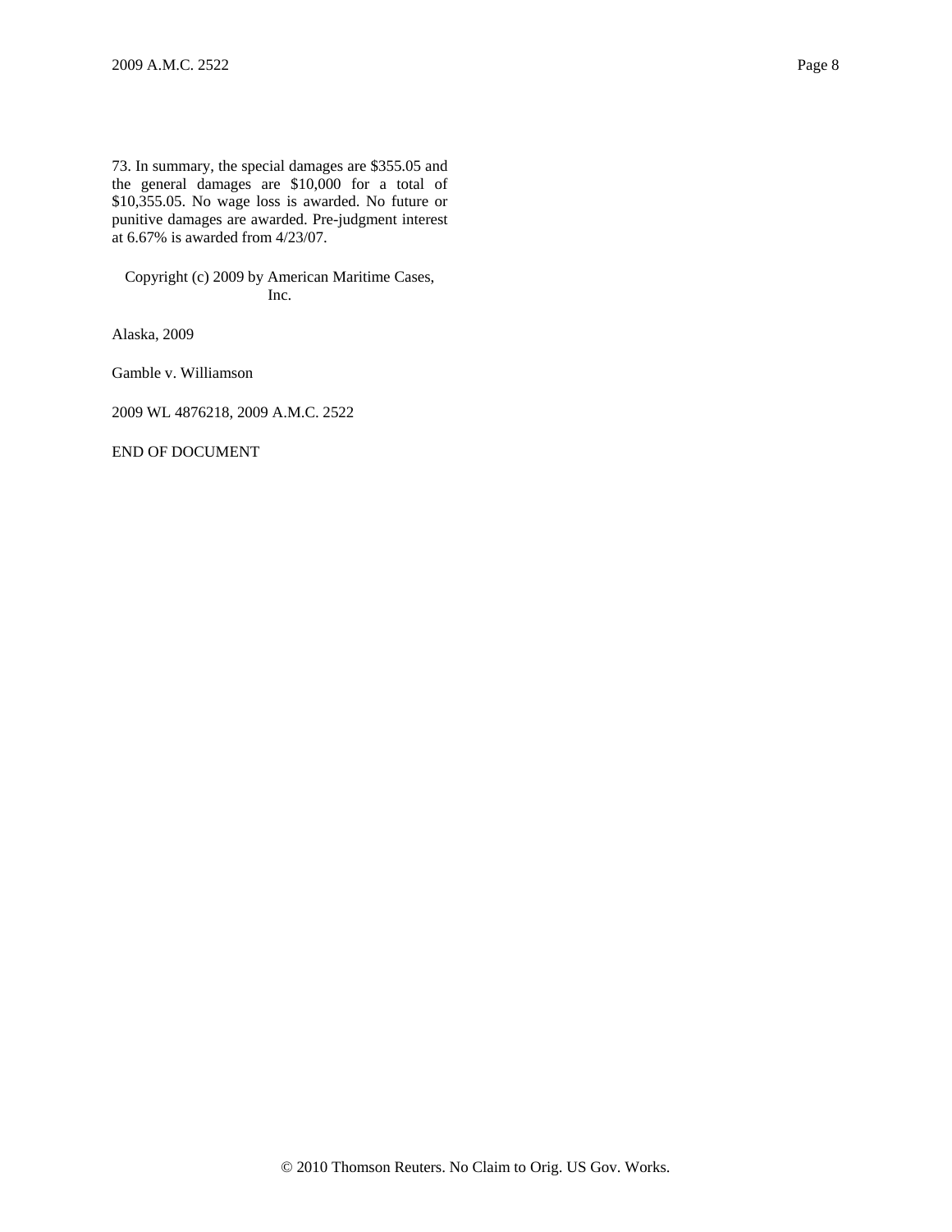73. In summary, the special damages are $355.05 and the general damages are $10,000 for a total of $10,355.05. No wage loss is awarded. No future or punitive damages are awarded. Pre-judgment interest at 6.67% is awarded from 4/23/07.

Copyright (c) 2009 by American Maritime Cases, Inc.

Alaska, 2009

Gamble v. Williamson

2009 WL 4876218, 2009 A.M.C. 2522

END OF DOCUMENT